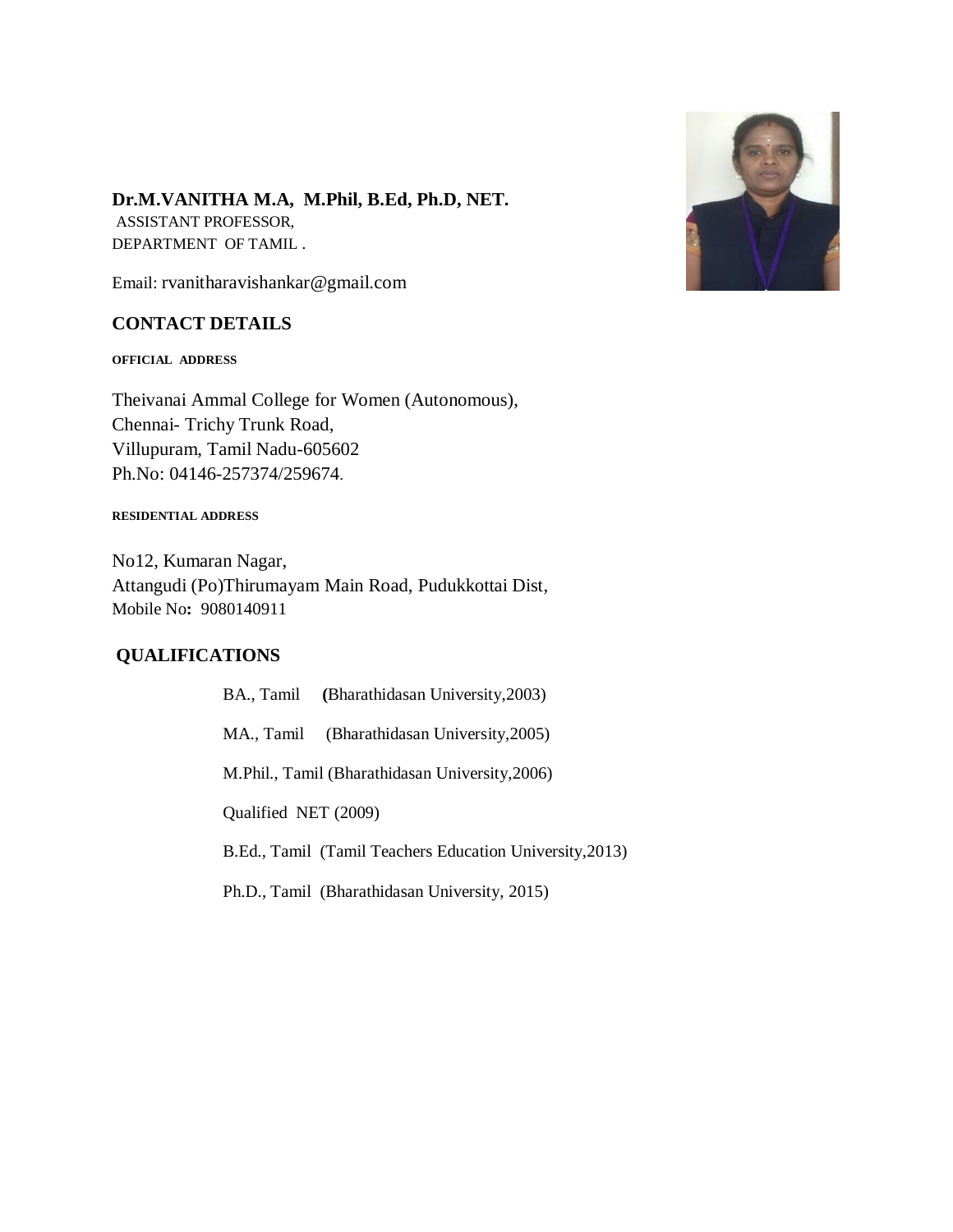**Dr.M.VANITHA M.A, M.Phil, B.Ed, Ph.D, NET.**
ASSISTANT PROFESSOR,
DEPARTMENT OF TAMIL .

Email: rvanitharavishankar@gmail.com

## CONTACT DETAILS

**OFFICIAL ADDRESS**

Theivanai Ammal College for Women (Autonomous),
Chennai- Trichy Trunk Road,
Villupuram, Tamil Nadu-605602
Ph.No: 04146-257374/259674.

**RESIDENTIAL ADDRESS**

No12, Kumaran Nagar,
Attangudi (Po)Thirumayam Main Road, Pudukkottai Dist,
Mobile No**:** 9080140911

## QUALIFICATIONS

BA., Tamil **(**Bharathidasan University,2003)

MA., Tamil (Bharathidasan University,2005)

M.Phil., Tamil (Bharathidasan University,2006)

Qualified NET (2009)

B.Ed., Tamil (Tamil Teachers Education University,2013)

Ph.D., Tamil (Bharathidasan University, 2015)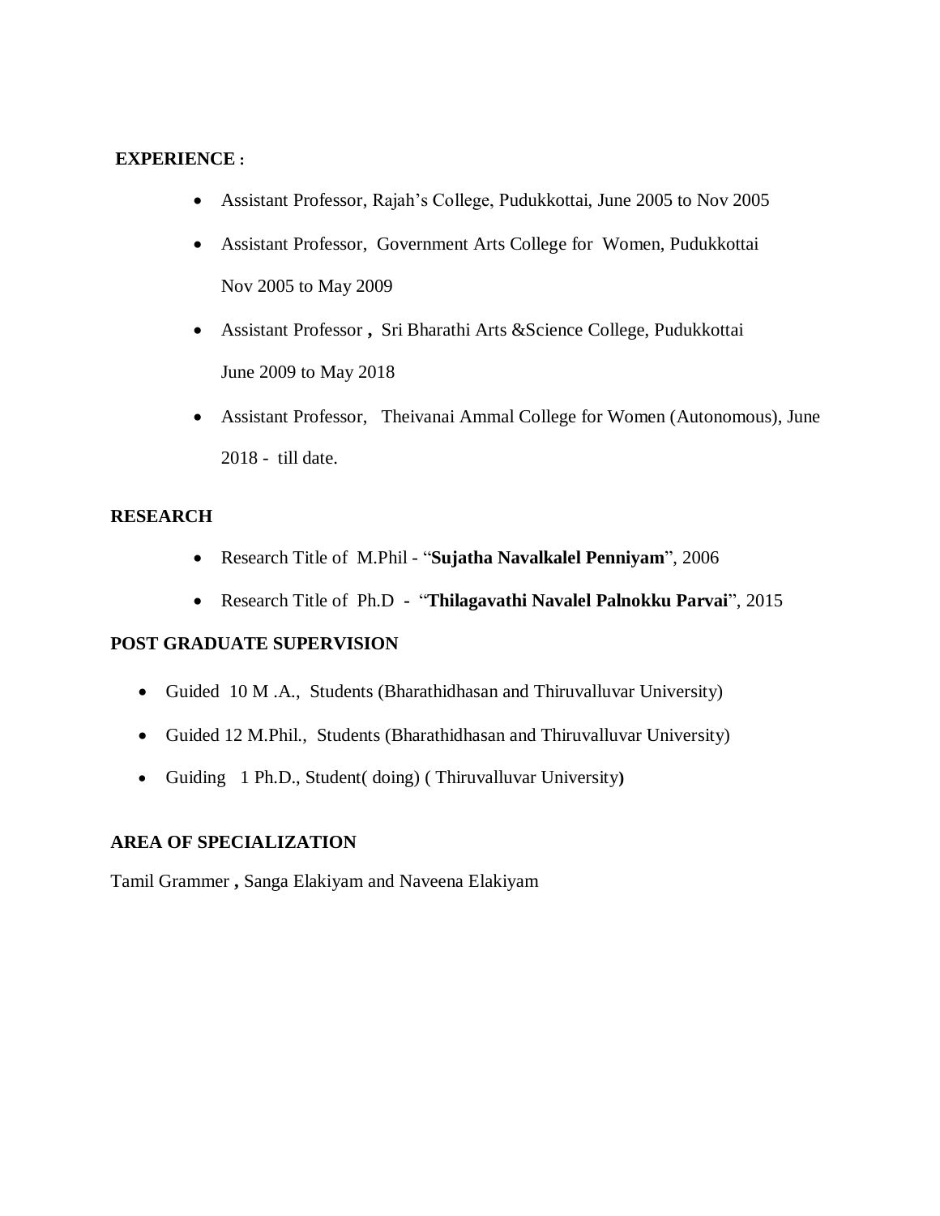**EXPERIENCE :**

- Assistant Professor, Rajah's College, Pudukkottai, June 2005 to Nov 2005
- Assistant Professor, Government Arts College for Women, Pudukkottai
  Nov 2005 to May 2009
- Assistant Professor **,** Sri Bharathi Arts &Science College, Pudukkottai
  June 2009 to May 2018
- Assistant Professor, Theivanai Ammal College for Women (Autonomous), June 2018 - till date.

**RESEARCH**

- Research Title of M.Phil - "**Sujatha Navalkalel Penniyam**", 2006
- Research Title of Ph.D - "**Thilagavathi Navalel Palnokku Parvai**", 2015

**POST GRADUATE SUPERVISION**

- Guided 10 M .A., Students (Bharathidhasan and Thiruvalluvar University)
- Guided 12 M.Phil., Students (Bharathidhasan and Thiruvalluvar University)
- Guiding 1 Ph.D., Student( doing) ( Thiruvalluvar University**)**

**AREA OF SPECIALIZATION**

Tamil Grammer **,** Sanga Elakiyam and Naveena Elakiyam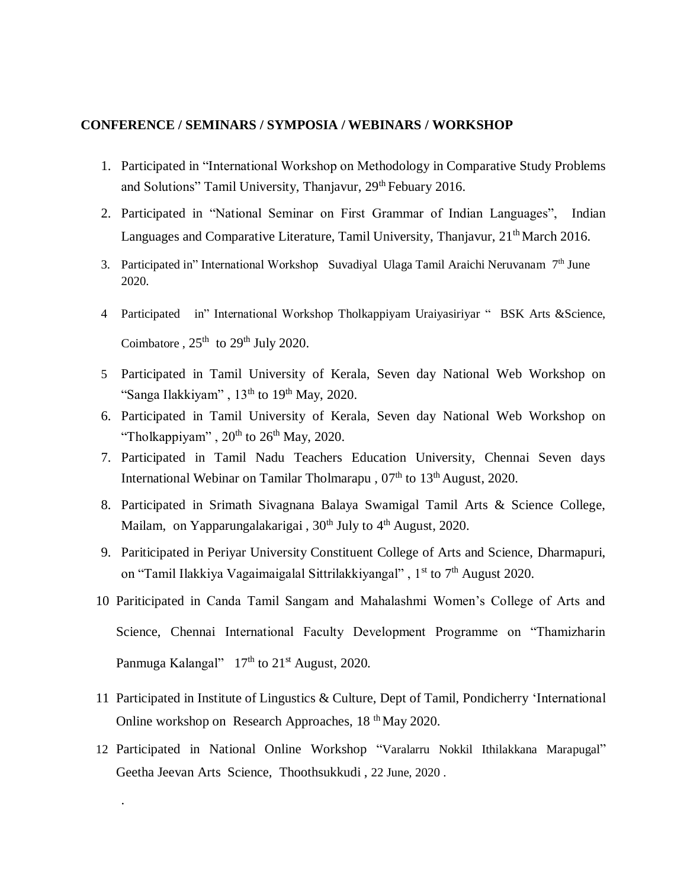**CONFERENCE / SEMINARS / SYMPOSIA / WEBINARS / WORKSHOP**

1. Participated in "International Workshop on Methodology in Comparative Study Problems and Solutions" Tamil University, Thanjavur, 29th Febuary 2016.
2. Participated in "National Seminar on First Grammar of Indian Languages", Indian Languages and Comparative Literature, Tamil University, Thanjavur, 21th March 2016.
3. Participated in" International Workshop Suvadiyal Ulaga Tamil Araichi Neruvanam 7th June 2020.
4. Participated in" International Workshop Tholkappiyam Uraiyasiriyar " BSK Arts &Science, Coimbatore , 25th to 29th July 2020.
5. Participated in Tamil University of Kerala, Seven day National Web Workshop on "Sanga Ilakkiyam" , 13th to 19th May, 2020.
6. Participated in Tamil University of Kerala, Seven day National Web Workshop on "Tholkappiyam" , 20th to 26th May, 2020.
7. Participated in Tamil Nadu Teachers Education University, Chennai Seven days International Webinar on Tamilar Tholmarapu , 07th to 13th August, 2020.
8. Participated in Srimath Sivagnana Balaya Swamigal Tamil Arts & Science College, Mailam, on Yapparungalakarigai , 30th July to 4th August, 2020.
9. Pariticipated in Periyar University Constituent College of Arts and Science, Dharmapuri, on "Tamil Ilakkiya Vagaimaigalal Sittrilakkiyangal" , 1st to 7th August 2020.
10. Pariticipated in Canda Tamil Sangam and Mahalashmi Women's College of Arts and Science, Chennai International Faculty Development Programme on "Thamizharin Panmuga Kalangal" 17th to 21st August, 2020.
11. Participated in Institute of Lingustics & Culture, Dept of Tamil, Pondicherry 'International Online workshop on Research Approaches, 18 th May 2020.
12. Participated in National Online Workshop "Varalarru Nokkil Ithilakkana Marapugal" Geetha Jeevan Arts Science, Thoothsukkudi , 22 June, 2020 .

.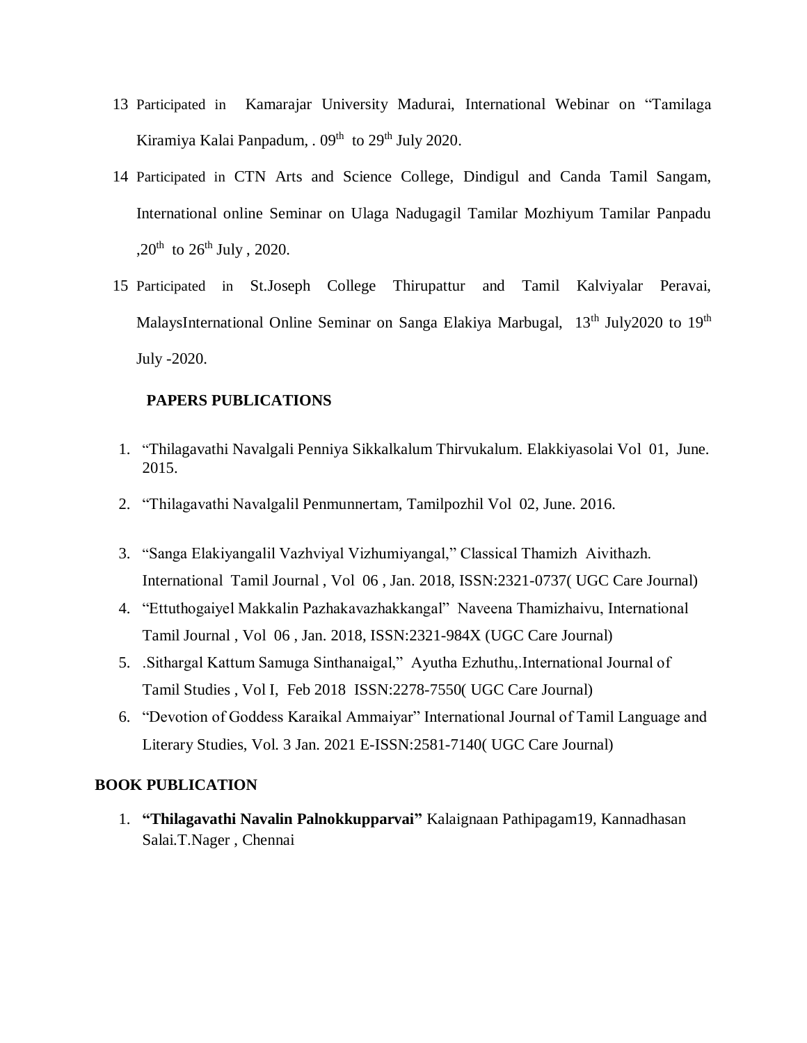13 Participated in Kamarajar University Madurai, International Webinar on "Tamilaga Kiramiya Kalai Panpadum, . 09th to 29th July 2020.

14 Participated in CTN Arts and Science College, Dindigul and Canda Tamil Sangam, International online Seminar on Ulaga Nadugagil Tamilar Mozhiyum Tamilar Panpadu ,20th to 26th July , 2020.

15 Participated in St.Joseph College Thirupattur and Tamil Kalviyalar Peravai, MalaysInternational Online Seminar on Sanga Elakiya Marbugal, 13th July2020 to 19th July -2020.

## PAPERS PUBLICATIONS

1. "Thilagavathi Navalgali Penniya Sikkalkalum Thirvukalum. Elakkiyasolai Vol 01, June. 2015.
2. "Thilagavathi Navalgalil Penmunnertam, Tamilpozhil Vol 02, June. 2016.
3. "Sanga Elakiyangalil Vazhviyal Vizhumiyangal," Classical Thamizh Aivithazh. International Tamil Journal , Vol 06 , Jan. 2018, ISSN:2321-0737( UGC Care Journal)
4. "Ettuthogaiyel Makkalin Pazhakavazhakkangal" Naveena Thamizhaivu, International Tamil Journal , Vol 06 , Jan. 2018, ISSN:2321-984X (UGC Care Journal)
5. .Sithargal Kattum Samuga Sinthanaigal," Ayutha Ezhuthu,.International Journal of Tamil Studies , Vol I, Feb 2018 ISSN:2278-7550( UGC Care Journal)
6. "Devotion of Goddess Karaikal Ammaiyar" International Journal of Tamil Language and Literary Studies, Vol. 3 Jan. 2021 E-ISSN:2581-7140( UGC Care Journal)

## BOOK PUBLICATION

1. **"Thilagavathi Navalin Palnokkupparvai"** Kalaignaan Pathipagam19, Kannadhasan Salai.T.Nager , Chennai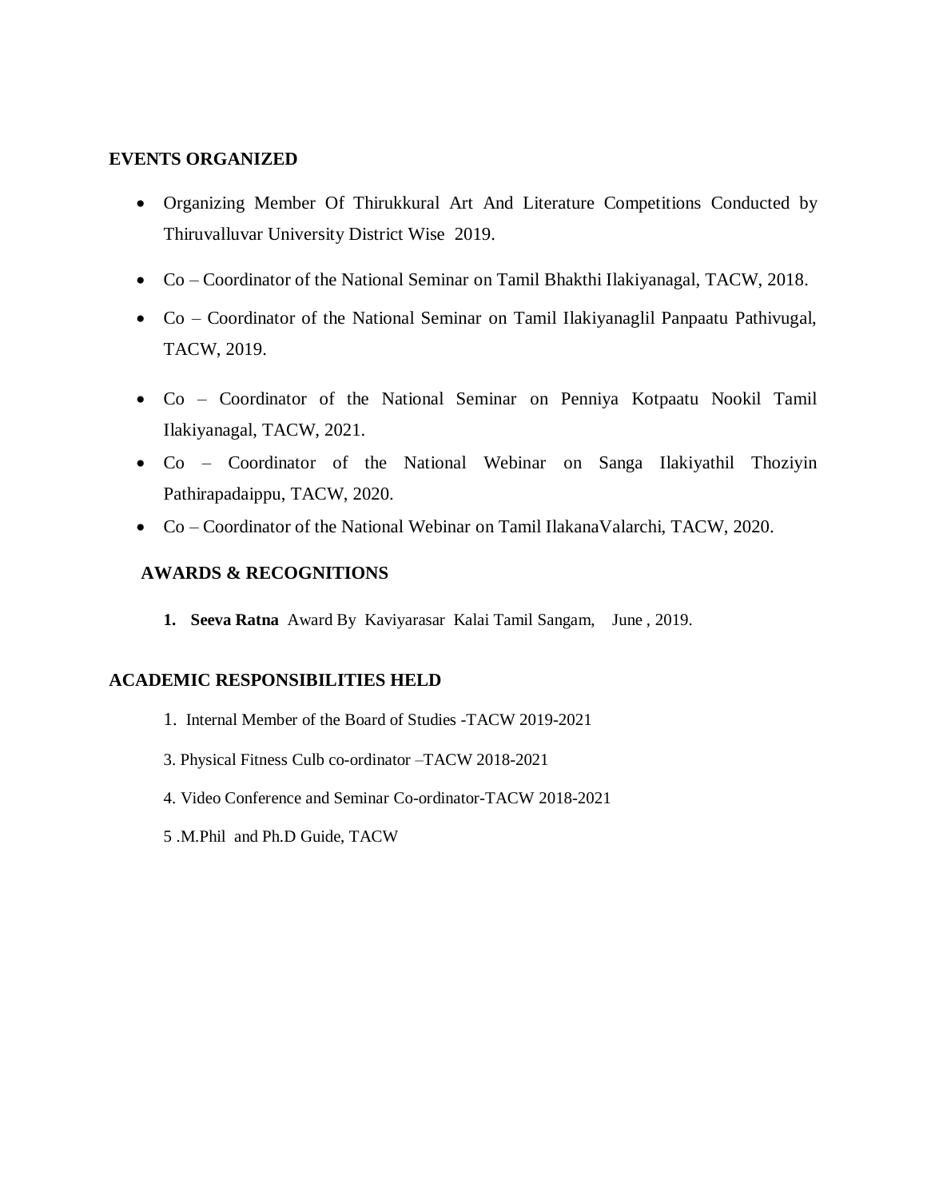## EVENTS ORGANIZED

- Organizing Member Of Thirukkural Art And Literature Competitions Conducted by Thiruvalluvar University District Wise 2019.
- Co – Coordinator of the National Seminar on Tamil Bhakthi Ilakiyanagal, TACW, 2018.
- Co – Coordinator of the National Seminar on Tamil Ilakiyanaglil Panpaatu Pathivugal, TACW, 2019.
- Co – Coordinator of the National Seminar on Penniya Kotpaatu Nookil Tamil Ilakiyanagal, TACW, 2021.
- Co – Coordinator of the National Webinar on Sanga Ilakiyathil Thoziyin Pathirapadaippu, TACW, 2020.
- Co – Coordinator of the National Webinar on Tamil IlakanaValarchi, TACW, 2020.

## AWARDS & RECOGNITIONS

1. **Seeva Ratna** Award By Kaviyarasar Kalai Tamil Sangam, June , 2019.

## ACADEMIC RESPONSIBILITIES HELD

1. Internal Member of the Board of Studies -TACW 2019-2021

3. Physical Fitness Culb co-ordinator –TACW 2018-2021

4. Video Conference and Seminar Co-ordinator-TACW 2018-2021

5 .M.Phil and Ph.D Guide, TACW